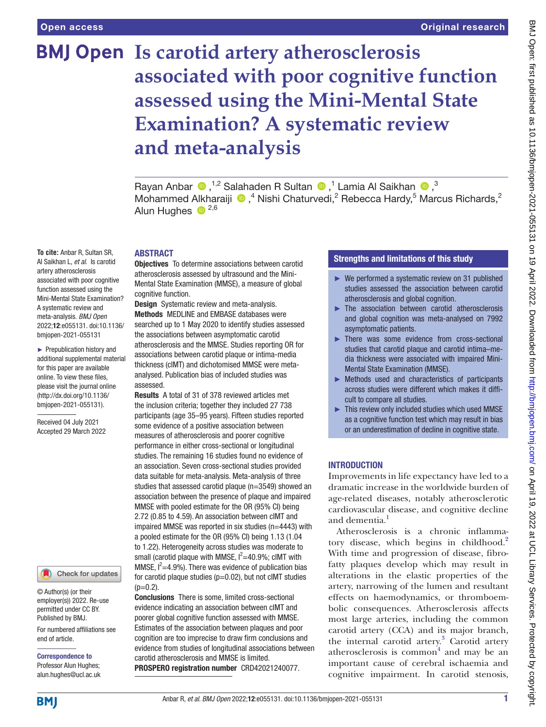# Is carotid artery atherosclerosis associated with poor cognitive function assessed using the Mini-Mental State Examination? A systematic review and meta-analysis

Rayan Anbar [1,2], Salahaden R Sultan [1], Lamia Al Saikhan [3], Mohammed Alkharaiji [4], Nishi Chaturvedi [2], Rebecca Hardy [5], Marcus Richards [2], Alun Hughes [2,6]

**To cite:** Anbar R, Sultan SR, Al Saikhan L, *et al*. Is carotid artery atherosclerosis associated with poor cognitive function assessed using the Mini-Mental State Examination? A systematic review and meta-analysis. *BMJ Open* 2022;**12**:e055131. doi:10.1136/bmjopen-2021-055131

► Prepublication history and additional supplemental material for this paper are available online. To view these files, please visit the journal online (http://dx.doi.org/10.1136/bmjopen-2021-055131).

Received 04 July 2021
Accepted 29 March 2022

© Author(s) (or their employer(s)) 2022. Re-use permitted under CC BY. Published by BMJ.

For numbered affiliations see end of article.

**Correspondence to**
Professor Alun Hughes; alun.hughes@ucl.ac.uk

## ABSTRACT

**Objectives** To determine associations between carotid atherosclerosis assessed by ultrasound and the Mini-Mental State Examination (MMSE), a measure of global cognitive function.

**Design** Systematic review and meta-analysis.

**Methods** MEDLINE and EMBASE databases were searched up to 1 May 2020 to identify studies assessed the associations between asymptomatic carotid atherosclerosis and the MMSE. Studies reporting OR for associations between carotid plaque or intima-media thickness (cIMT) and dichotomised MMSE were meta-analysed. Publication bias of included studies was assessed.

**Results** A total of 31 of 378 reviewed articles met the inclusion criteria; together they included 27 738 participants (age 35–95 years). Fifteen studies reported some evidence of a positive association between measures of atherosclerosis and poorer cognitive performance in either cross-sectional or longitudinal studies. The remaining 16 studies found no evidence of an association. Seven cross-sectional studies provided data suitable for meta-analysis. Meta-analysis of three studies that assessed carotid plaque (n=3549) showed an association between the presence of plaque and impaired MMSE with pooled estimate for the OR (95% CI) being 2.72 (0.85 to 4.59). An association between cIMT and impaired MMSE was reported in six studies (n=4443) with a pooled estimate for the OR (95% CI) being 1.13 (1.04 to 1.22). Heterogeneity across studies was moderate to small (carotid plaque with MMSE, $I^2$=40.9%; cIMT with MMSE, $I^2$=4.9%). There was evidence of publication bias for carotid plaque studies (p=0.02), but not cIMT studies (p=0.2).

**Conclusions** There is some, limited cross-sectional evidence indicating an association between cIMT and poorer global cognitive function assessed with MMSE. Estimates of the association between plaques and poor cognition are too imprecise to draw firm conclusions and evidence from studies of longitudinal associations between carotid atherosclerosis and MMSE is limited.

**PROSPERO registration number** CRD42021240077.

## Strengths and limitations of this study

- ► We performed a systematic review on 31 published studies assessed the association between carotid atherosclerosis and global cognition.
- ► The association between carotid atherosclerosis and global cognition was meta-analysed on 7992 asymptomatic patients.
- ► There was some evidence from cross-sectional studies that carotid plaque and carotid intima–media thickness were associated with impaired Mini-Mental State Examination (MMSE).
- ► Methods used and characteristics of participants across studies were different which makes it difficult to compare all studies.
- ► This review only included studies which used MMSE as a cognitive function test which may result in bias or an underestimation of decline in cognitive state.

## INTRODUCTION

Improvements in life expectancy have led to a dramatic increase in the worldwide burden of age-related diseases, notably atherosclerotic cardiovascular disease, and cognitive decline and dementia.[1]

Atherosclerosis is a chronic inflammatory disease, which begins in childhood.[2] With time and progression of disease, fibrofatty plaques develop which may result in alterations in the elastic properties of the artery, narrowing of the lumen and resultant effects on haemodynamics, or thromboembolic consequences. Atherosclerosis affects most large arteries, including the common carotid artery (CCA) and its major branch, the internal carotid artery.[3] Carotid artery atherosclerosis is common[4] and may be an important cause of cerebral ischaemia and cognitive impairment. In carotid stenosis,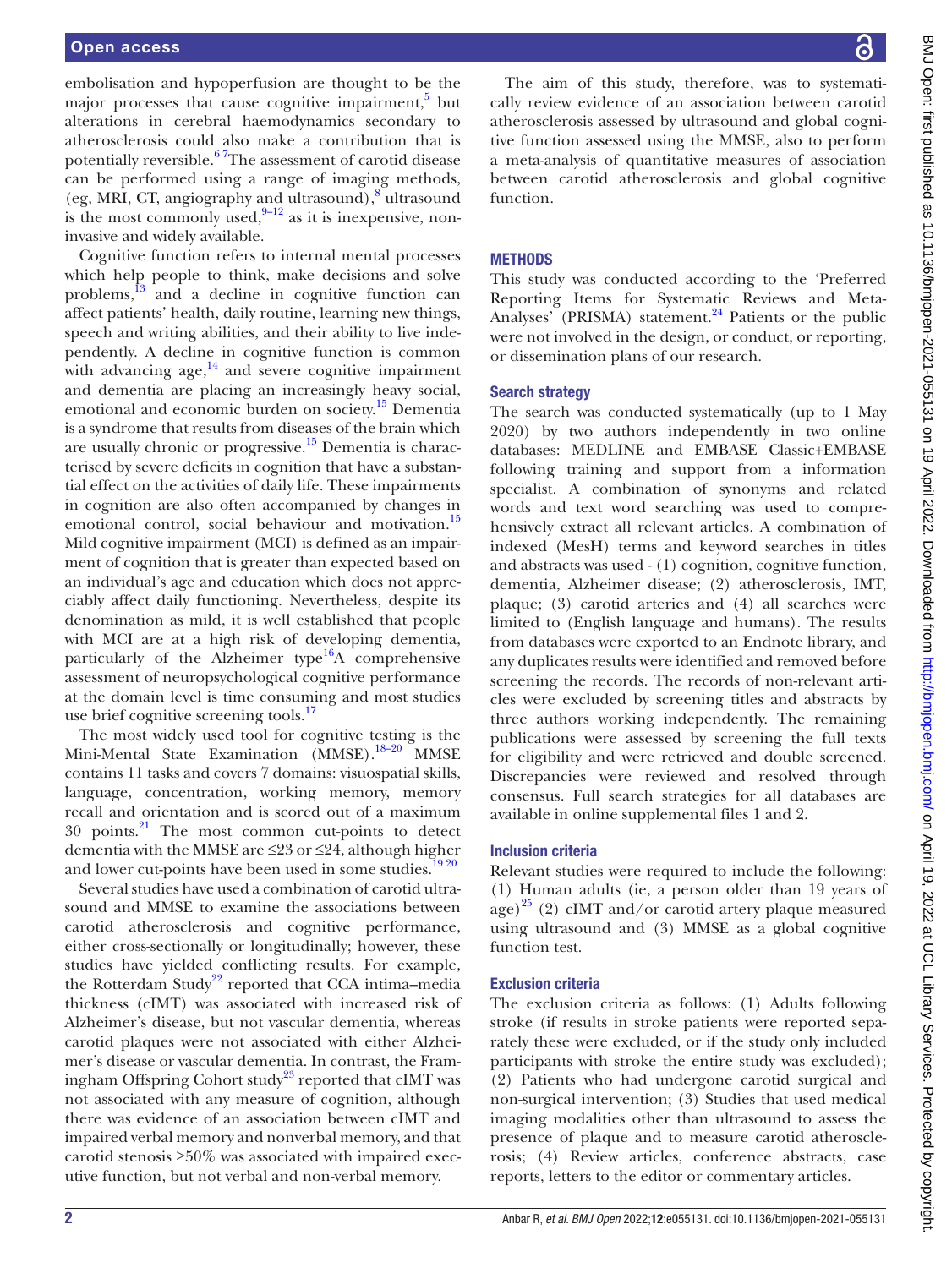embolisation and hypoperfusion are thought to be the major processes that cause cognitive impairment,[5] but alterations in cerebral haemodynamics secondary to atherosclerosis could also make a contribution that is potentially reversible.[6 7]The assessment of carotid disease can be performed using a range of imaging methods, (eg, MRI, CT, angiography and ultrasound),[8] ultrasound is the most commonly used,[9–12] as it is inexpensive, non-invasive and widely available.

Cognitive function refers to internal mental processes which help people to think, make decisions and solve problems,[13] and a decline in cognitive function can affect patients' health, daily routine, learning new things, speech and writing abilities, and their ability to live independently. A decline in cognitive function is common with advancing age,[14] and severe cognitive impairment and dementia are placing an increasingly heavy social, emotional and economic burden on society.[15] Dementia is a syndrome that results from diseases of the brain which are usually chronic or progressive.[15] Dementia is characterised by severe deficits in cognition that have a substantial effect on the activities of daily life. These impairments in cognition are also often accompanied by changes in emotional control, social behaviour and motivation.[15] Mild cognitive impairment (MCI) is defined as an impairment of cognition that is greater than expected based on an individual's age and education which does not appreciably affect daily functioning. Nevertheless, despite its denomination as mild, it is well established that people with MCI are at a high risk of developing dementia, particularly of the Alzheimer type[16]A comprehensive assessment of neuropsychological cognitive performance at the domain level is time consuming and most studies use brief cognitive screening tools.[17]

The most widely used tool for cognitive testing is the Mini-Mental State Examination (MMSE).[18–20] MMSE contains 11 tasks and covers 7 domains: visuospatial skills, language, concentration, working memory, memory recall and orientation and is scored out of a maximum 30 points.[21] The most common cut-points to detect dementia with the MMSE are ≤23 or ≤24, although higher and lower cut-points have been used in some studies.[19 20]

Several studies have used a combination of carotid ultrasound and MMSE to examine the associations between carotid atherosclerosis and cognitive performance, either cross-sectionally or longitudinally; however, these studies have yielded conflicting results. For example, the Rotterdam Study[22] reported that CCA intima–media thickness (cIMT) was associated with increased risk of Alzheimer's disease, but not vascular dementia, whereas carotid plaques were not associated with either Alzheimer's disease or vascular dementia. In contrast, the Framingham Offspring Cohort study[23] reported that cIMT was not associated with any measure of cognition, although there was evidence of an association between cIMT and impaired verbal memory and nonverbal memory, and that carotid stenosis ≥50% was associated with impaired executive function, but not verbal and non-verbal memory.

The aim of this study, therefore, was to systematically review evidence of an association between carotid atherosclerosis assessed by ultrasound and global cognitive function assessed using the MMSE, also to perform a meta-analysis of quantitative measures of association between carotid atherosclerosis and global cognitive function.

## METHODS

This study was conducted according to the 'Preferred Reporting Items for Systematic Reviews and Meta-Analyses' (PRISMA) statement.[24] Patients or the public were not involved in the design, or conduct, or reporting, or dissemination plans of our research.

### Search strategy

The search was conducted systematically (up to 1 May 2020) by two authors independently in two online databases: MEDLINE and EMBASE Classic+EMBASE following training and support from a information specialist. A combination of synonyms and related words and text word searching was used to comprehensively extract all relevant articles. A combination of indexed (MesH) terms and keyword searches in titles and abstracts was used - (1) cognition, cognitive function, dementia, Alzheimer disease; (2) atherosclerosis, IMT, plaque; (3) carotid arteries and (4) all searches were limited to (English language and humans). The results from databases were exported to an Endnote library, and any duplicates results were identified and removed before screening the records. The records of non-relevant articles were excluded by screening titles and abstracts by three authors working independently. The remaining publications were assessed by screening the full texts for eligibility and were retrieved and double screened. Discrepancies were reviewed and resolved through consensus. Full search strategies for all databases are available in online supplemental files 1 and 2.

### Inclusion criteria

Relevant studies were required to include the following: (1) Human adults (ie, a person older than 19 years of age)[25] (2) cIMT and/or carotid artery plaque measured using ultrasound and (3) MMSE as a global cognitive function test.

### Exclusion criteria

The exclusion criteria as follows: (1) Adults following stroke (if results in stroke patients were reported separately these were excluded, or if the study only included participants with stroke the entire study was excluded); (2) Patients who had undergone carotid surgical and non-surgical intervention; (3) Studies that used medical imaging modalities other than ultrasound to assess the presence of plaque and to measure carotid atherosclerosis; (4) Review articles, conference abstracts, case reports, letters to the editor or commentary articles.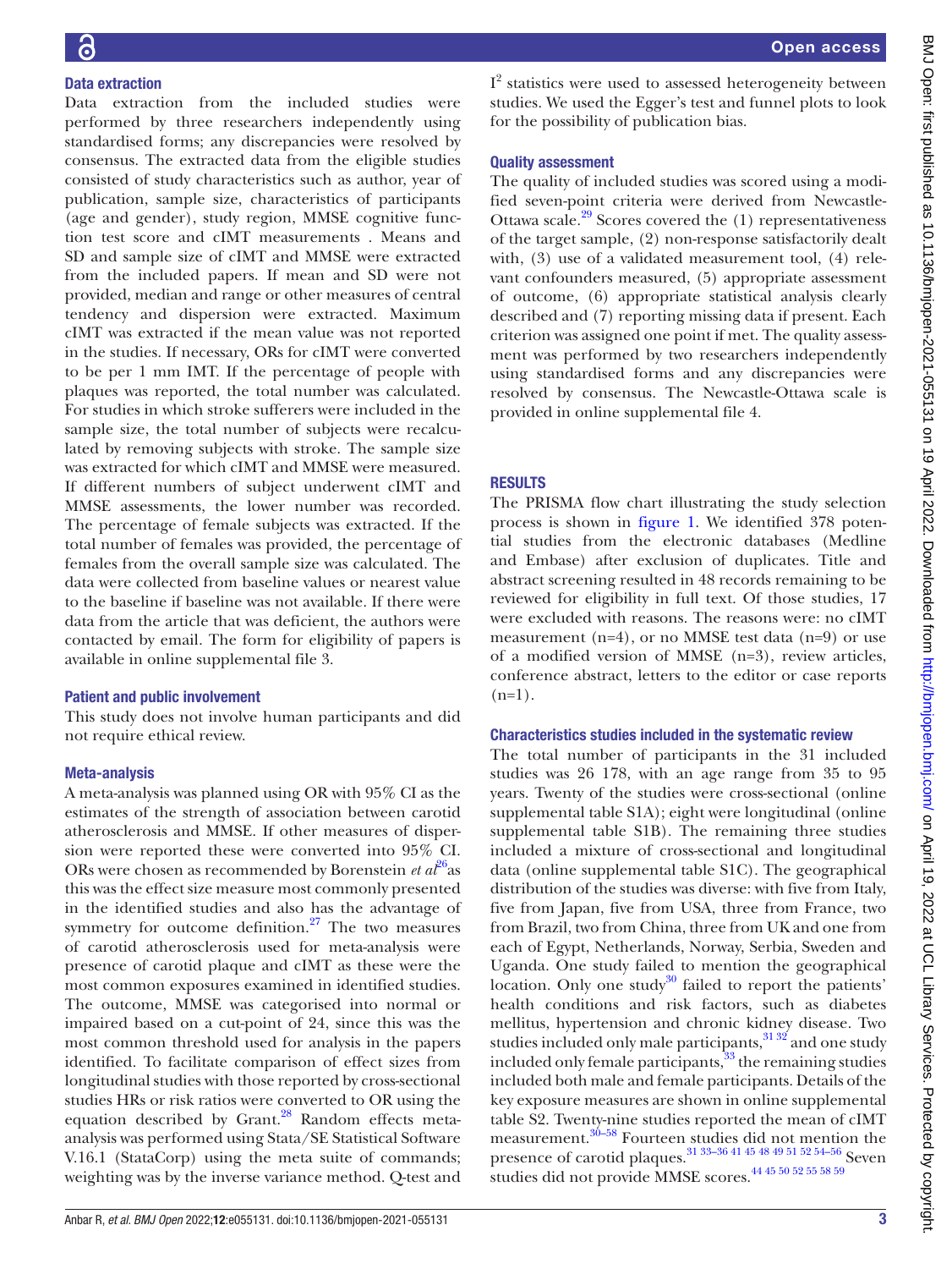### Data extraction

Data extraction from the included studies were performed by three researchers independently using standardised forms; any discrepancies were resolved by consensus. The extracted data from the eligible studies consisted of study characteristics such as author, year of publication, sample size, characteristics of participants (age and gender), study region, MMSE cognitive function test score and cIMT measurements . Means and SD and sample size of cIMT and MMSE were extracted from the included papers. If mean and SD were not provided, median and range or other measures of central tendency and dispersion were extracted. Maximum cIMT was extracted if the mean value was not reported in the studies. If necessary, ORs for cIMT were converted to be per 1 mm IMT. If the percentage of people with plaques was reported, the total number was calculated. For studies in which stroke sufferers were included in the sample size, the total number of subjects were recalculated by removing subjects with stroke. The sample size was extracted for which cIMT and MMSE were measured. If different numbers of subject underwent cIMT and MMSE assessments, the lower number was recorded. The percentage of female subjects was extracted. If the total number of females was provided, the percentage of females from the overall sample size was calculated. The data were collected from baseline values or nearest value to the baseline if baseline was not available. If there were data from the article that was deficient, the authors were contacted by email. The form for eligibility of papers is available in online supplemental file 3.

### Patient and public involvement

This study does not involve human participants and did not require ethical review.

### Meta-analysis

A meta-analysis was planned using OR with 95% CI as the estimates of the strength of association between carotid atherosclerosis and MMSE. If other measures of dispersion were reported these were converted into 95% CI. ORs were chosen as recommended by Borenstein *et al*[26] as this was the effect size measure most commonly presented in the identified studies and also has the advantage of symmetry for outcome definition.[27] The two measures of carotid atherosclerosis used for meta-analysis were presence of carotid plaque and cIMT as these were the most common exposures examined in identified studies. The outcome, MMSE was categorised into normal or impaired based on a cut-point of 24, since this was the most common threshold used for analysis in the papers identified. To facilitate comparison of effect sizes from longitudinal studies with those reported by cross-sectional studies HRs or risk ratios were converted to OR using the equation described by Grant.[28] Random effects meta-analysis was performed using Stata/SE Statistical Software V.16.1 (StataCorp) using the meta suite of commands; weighting was by the inverse variance method. Q-test and $I^2$ statistics were used to assessed heterogeneity between studies. We used the Egger's test and funnel plots to look for the possibility of publication bias.

### Quality assessment

The quality of included studies was scored using a modified seven-point criteria were derived from Newcastle-Ottawa scale.[29] Scores covered the (1) representativeness of the target sample, (2) non-response satisfactorily dealt with, (3) use of a validated measurement tool, (4) relevant confounders measured, (5) appropriate assessment of outcome, (6) appropriate statistical analysis clearly described and (7) reporting missing data if present. Each criterion was assigned one point if met. The quality assessment was performed by two researchers independently using standardised forms and any discrepancies were resolved by consensus. The Newcastle-Ottawa scale is provided in online supplemental file 4.

## RESULTS

The PRISMA flow chart illustrating the study selection process is shown in figure 1. We identified 378 potential studies from the electronic databases (Medline and Embase) after exclusion of duplicates. Title and abstract screening resulted in 48 records remaining to be reviewed for eligibility in full text. Of those studies, 17 were excluded with reasons. The reasons were: no cIMT measurement (n=4), or no MMSE test data (n=9) or use of a modified version of MMSE (n=3), review articles, conference abstract, letters to the editor or case reports (n=1).

### Characteristics studies included in the systematic review

The total number of participants in the 31 included studies was 26 178, with an age range from 35 to 95 years. Twenty of the studies were cross-sectional (online supplemental table S1A); eight were longitudinal (online supplemental table S1B). The remaining three studies included a mixture of cross-sectional and longitudinal data (online supplemental table S1C). The geographical distribution of the studies was diverse: with five from Italy, five from Japan, five from USA, three from France, two from Brazil, two from China, three from UK and one from each of Egypt, Netherlands, Norway, Serbia, Sweden and Uganda. One study failed to mention the geographical location. Only one study[30] failed to report the patients' health conditions and risk factors, such as diabetes mellitus, hypertension and chronic kidney disease. Two studies included only male participants,[31,32] and one study included only female participants,[33] the remaining studies included both male and female participants. Details of the key exposure measures are shown in online supplemental table S2. Twenty-nine studies reported the mean of cIMT measurement.[30–58] Fourteen studies did not mention the presence of carotid plaques.[31,33–36,41,45,48,49,51,52,54–56] Seven studies did not provide MMSE scores.[44,45,50,52,55,58,59]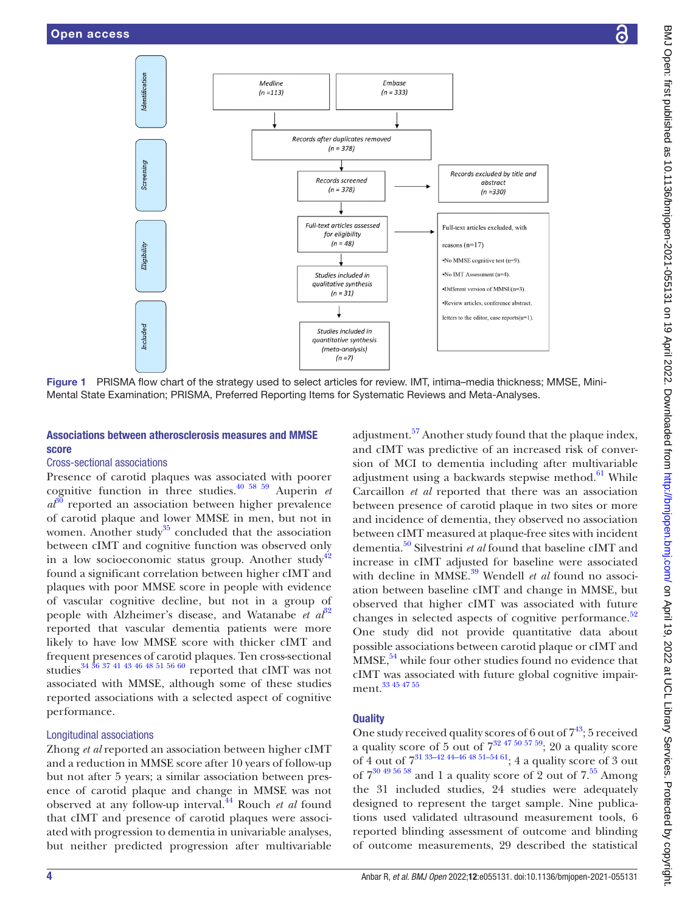| Identification | Medline (n = 113) | Embase (n = 333) |
|---|---|---|
| | Records after duplicates removed (n = 378) | |
| Screening | Records screened (n = 378) | Records excluded by title and abstract (n = 330) |
| Eligibility | Full-text articles assessed for eligibility (n = 48) | Full-text articles excluded, with reasons (n=17) •No MMSE cognitive test (n=9). •No IMT Assessment (n=4). •Different version of MMSE(n=3). •Review articles, conference abstract, letters to the editor, case reports(n=1). |
| | Studies included in qualitative synthesis (n = 31) | |
| Included | Studies included in quantitative synthesis (meta-analysis) (n = 7) | |

**Figure 1** PRISMA flow chart of the strategy used to select articles for review. IMT, intima–media thickness; MMSE, Mini-Mental State Examination; PRISMA, Preferred Reporting Items for Systematic Reviews and Meta-Analyses.

## Associations between atherosclerosis measures and MMSE score

### Cross-sectional associations

Presence of carotid plaques was associated with poorer cognitive function in three studies.[40 58 59] Auperin *et al*[30] reported an association between higher prevalence of carotid plaque and lower MMSE in men, but not in women. Another study[35] concluded that the association between cIMT and cognitive function was observed only in a low socioeconomic status group. Another study[42] found a significant correlation between higher cIMT and plaques with poor MMSE score in people with evidence of vascular cognitive decline, but not in a group of people with Alzheimer's disease, and Watanabe *et al*[32] reported that vascular dementia patients were more likely to have low MMSE score with thicker cIMT and frequent presences of carotid plaques. Ten cross-sectional studies[34 36 37 41 43 46 48 51 56 60] reported that cIMT was not associated with MMSE, although some of these studies reported associations with a selected aspect of cognitive performance.

### Longitudinal associations

Zhong *et al* reported an association between higher cIMT and a reduction in MMSE score after 10 years of follow-up but not after 5 years; a similar association between presence of carotid plaque and change in MMSE was not observed at any follow-up interval.[44] Rouch *et al* found that cIMT and presence of carotid plaques were associated with progression to dementia in univariable analyses, but neither predicted progression after multivariable adjustment.[57] Another study found that the plaque index, and cIMT was predictive of an increased risk of conversion of MCI to dementia including after multivariable adjustment using a backwards stepwise method.[61] While Carcaillon *et al* reported that there was an association between presence of carotid plaque in two sites or more and incidence of dementia, they observed no association between cIMT measured at plaque-free sites with incident dementia.[50] Silvestrini *et al* found that baseline cIMT and increase in cIMT adjusted for baseline were associated with decline in MMSE.[39] Wendell *et al* found no association between baseline cIMT and change in MMSE, but observed that higher cIMT was associated with future changes in selected aspects of cognitive performance.[52] One study did not provide quantitative data about possible associations between carotid plaque or cIMT and MMSE,[54] while four other studies found no evidence that cIMT was associated with future global cognitive impairment.[33 45 47 55]

## Quality

One study received quality scores of 6 out of 7[43]; 5 received a quality score of 5 out of 7[32 47 50 57 59]; 20 a quality score of 4 out of 7[31 33–42 44–46 48 51–54 61]; 4 a quality score of 3 out of 7[30 49 56 58] and 1 a quality score of 2 out of 7.[55] Among the 31 included studies, 24 studies were adequately designed to represent the target sample. Nine publications used validated ultrasound measurement tools, 6 reported blinding assessment of outcome and blinding of outcome measurements, 29 described the statistical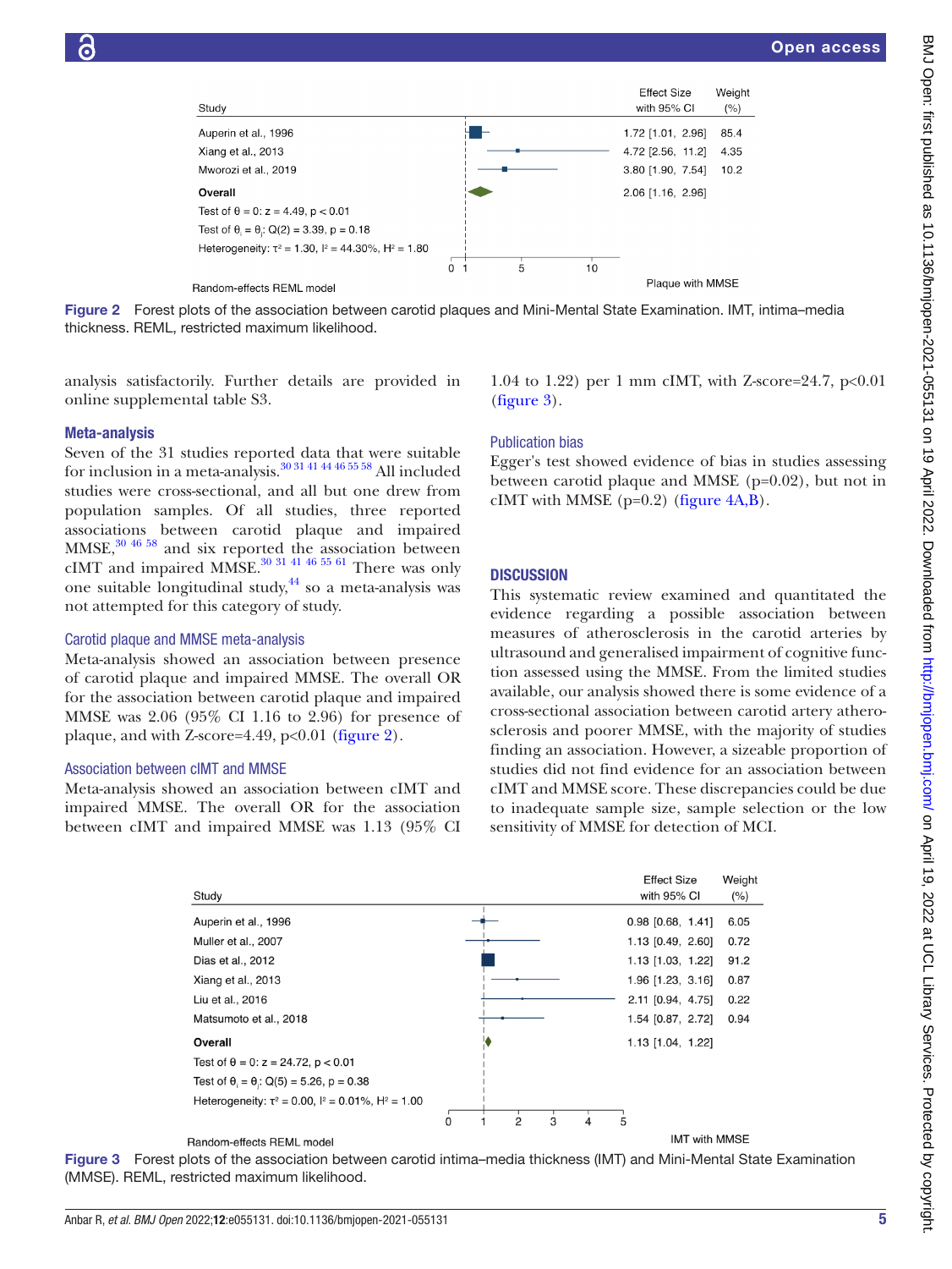| Study | Effect Size with 95% CI | Weight (%) |
|---|---|---|
| Auperin et al., 1996 | 1.72 [1.01, 2.96] | 85.4 |
| Xiang et al., 2013 | 4.72 [2.56, 11.2] | 4.35 |
| Mworozi et al., 2019 | 3.80 [1.90, 7.54] | 10.2 |
| **Overall** | 2.06 [1.16, 2.96] | |

Test of θ = 0: z = 4.49, p < 0.01

Test of $\theta_i = \theta_j$: Q(2) = 3.39, p = 0.18

Heterogeneity: $\tau^2$ = 1.30, $I^2$ = 44.30%, $H^2$ = 1.80

Random-effects REML model

Plaque with MMSE

**Figure 2** Forest plots of the association between carotid plaques and Mini-Mental State Examination. IMT, intima–media thickness. REML, restricted maximum likelihood.

analysis satisfactorily. Further details are provided in online supplemental table S3.

### Meta-analysis

Seven of the 31 studies reported data that were suitable for inclusion in a meta-analysis.[30 31 41 44 46 55 58] All included studies were cross-sectional, and all but one drew from population samples. Of all studies, three reported associations between carotid plaque and impaired MMSE,[30 46 58] and six reported the association between cIMT and impaired MMSE.[30 31 41 46 55 61] There was only one suitable longitudinal study,[44] so a meta-analysis was not attempted for this category of study.

### Carotid plaque and MMSE meta-analysis

Meta-analysis showed an association between presence of carotid plaque and impaired MMSE. The overall OR for the association between carotid plaque and impaired MMSE was 2.06 (95% CI 1.16 to 2.96) for presence of plaque, and with Z-score=4.49, p<0.01 (figure 2).

### Association between cIMT and MMSE

Meta-analysis showed an association between cIMT and impaired MMSE. The overall OR for the association between cIMT and impaired MMSE was 1.13 (95% CI 1.04 to 1.22) per 1 mm cIMT, with Z-score=24.7, p<0.01 (figure 3).

### Publication bias

Egger's test showed evidence of bias in studies assessing between carotid plaque and MMSE (p=0.02), but not in cIMT with MMSE (p=0.2) (figure 4A,B).

## DISCUSSION

This systematic review examined and quantitated the evidence regarding a possible association between measures of atherosclerosis in the carotid arteries by ultrasound and generalised impairment of cognitive function assessed using the MMSE. From the limited studies available, our analysis showed there is some evidence of a cross-sectional association between carotid artery atherosclerosis and poorer MMSE, with the majority of studies finding an association. However, a sizeable proportion of studies did not find evidence for an association between cIMT and MMSE score. These discrepancies could be due to inadequate sample size, sample selection or the low sensitivity of MMSE for detection of MCI.

| Study | Effect Size with 95% CI | Weight (%) |
|---|---|---|
| Auperin et al., 1996 | 0.98 [0.68, 1.41] | 6.05 |
| Muller et al., 2007 | 1.13 [0.49, 2.60] | 0.72 |
| Dias et al., 2012 | 1.13 [1.03, 1.22] | 91.2 |
| Xiang et al., 2013 | 1.96 [1.23, 3.16] | 0.87 |
| Liu et al., 2016 | 2.11 [0.94, 4.75] | 0.22 |
| Matsumoto et al., 2018 | 1.54 [0.87, 2.72] | 0.94 |
| **Overall** | 1.13 [1.04, 1.22] | |

Test of θ = 0: z = 24.72, p < 0.01

Test of $\theta_i = \theta_j$: Q(5) = 5.26, p = 0.38

Heterogeneity: $\tau^2$ = 0.00, $I^2$ = 0.01%, $H^2$ = 1.00

Random-effects REML model

IMT with MMSE

**Figure 3** Forest plots of the association between carotid intima–media thickness (IMT) and Mini-Mental State Examination (MMSE). REML, restricted maximum likelihood.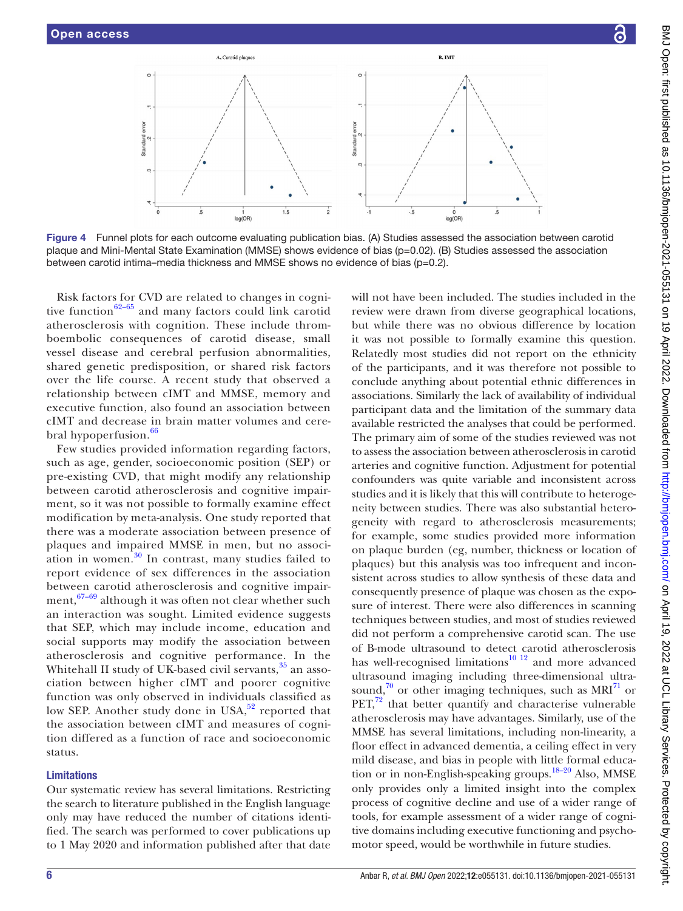Figure 4 Funnel plots for each outcome evaluating publication bias. (A) Studies assessed the association between carotid plaque and Mini-Mental State Examination (MMSE) shows evidence of bias (p=0.02). (B) Studies assessed the association between carotid intima–media thickness and MMSE shows no evidence of bias (p=0.2).

Risk factors for CVD are related to changes in cognitive function[62–65] and many factors could link carotid atherosclerosis with cognition. These include thromboembolic consequences of carotid disease, small vessel disease and cerebral perfusion abnormalities, shared genetic predisposition, or shared risk factors over the life course. A recent study that observed a relationship between cIMT and MMSE, memory and executive function, also found an association between cIMT and decrease in brain matter volumes and cerebral hypoperfusion.[66]

Few studies provided information regarding factors, such as age, gender, socioeconomic position (SEP) or pre-existing CVD, that might modify any relationship between carotid atherosclerosis and cognitive impairment, so it was not possible to formally examine effect modification by meta-analysis. One study reported that there was a moderate association between presence of plaques and impaired MMSE in men, but no association in women.[30] In contrast, many studies failed to report evidence of sex differences in the association between carotid atherosclerosis and cognitive impairment,[67–69] although it was often not clear whether such an interaction was sought. Limited evidence suggests that SEP, which may include income, education and social supports may modify the association between atherosclerosis and cognitive performance. In the Whitehall II study of UK-based civil servants,[35] an association between higher cIMT and poorer cognitive function was only observed in individuals classified as low SEP. Another study done in USA,[52] reported that the association between cIMT and measures of cognition differed as a function of race and socioeconomic status.

### Limitations

Our systematic review has several limitations. Restricting the search to literature published in the English language only may have reduced the number of citations identified. The search was performed to cover publications up to 1 May 2020 and information published after that date will not have been included. The studies included in the review were drawn from diverse geographical locations, but while there was no obvious difference by location it was not possible to formally examine this question. Relatedly most studies did not report on the ethnicity of the participants, and it was therefore not possible to conclude anything about potential ethnic differences in associations. Similarly the lack of availability of individual participant data and the limitation of the summary data available restricted the analyses that could be performed. The primary aim of some of the studies reviewed was not to assess the association between atherosclerosis in carotid arteries and cognitive function. Adjustment for potential confounders was quite variable and inconsistent across studies and it is likely that this will contribute to heterogeneity between studies. There was also substantial heterogeneity with regard to atherosclerosis measurements; for example, some studies provided more information on plaque burden (eg, number, thickness or location of plaques) but this analysis was too infrequent and inconsistent across studies to allow synthesis of these data and consequently presence of plaque was chosen as the exposure of interest. There were also differences in scanning techniques between studies, and most of studies reviewed did not perform a comprehensive carotid scan. The use of B-mode ultrasound to detect carotid atherosclerosis has well-recognised limitations[10 12] and more advanced ultrasound imaging including three-dimensional ultrasound,[70] or other imaging techniques, such as MRI[71] or PET,[72] that better quantify and characterise vulnerable atherosclerosis may have advantages. Similarly, use of the MMSE has several limitations, including non-linearity, a floor effect in advanced dementia, a ceiling effect in very mild disease, and bias in people with little formal education or in non-English-speaking groups.[18–20] Also, MMSE only provides only a limited insight into the complex process of cognitive decline and use of a wider range of tools, for example assessment of a wider range of cognitive domains including executive functioning and psychomotor speed, would be worthwhile in future studies.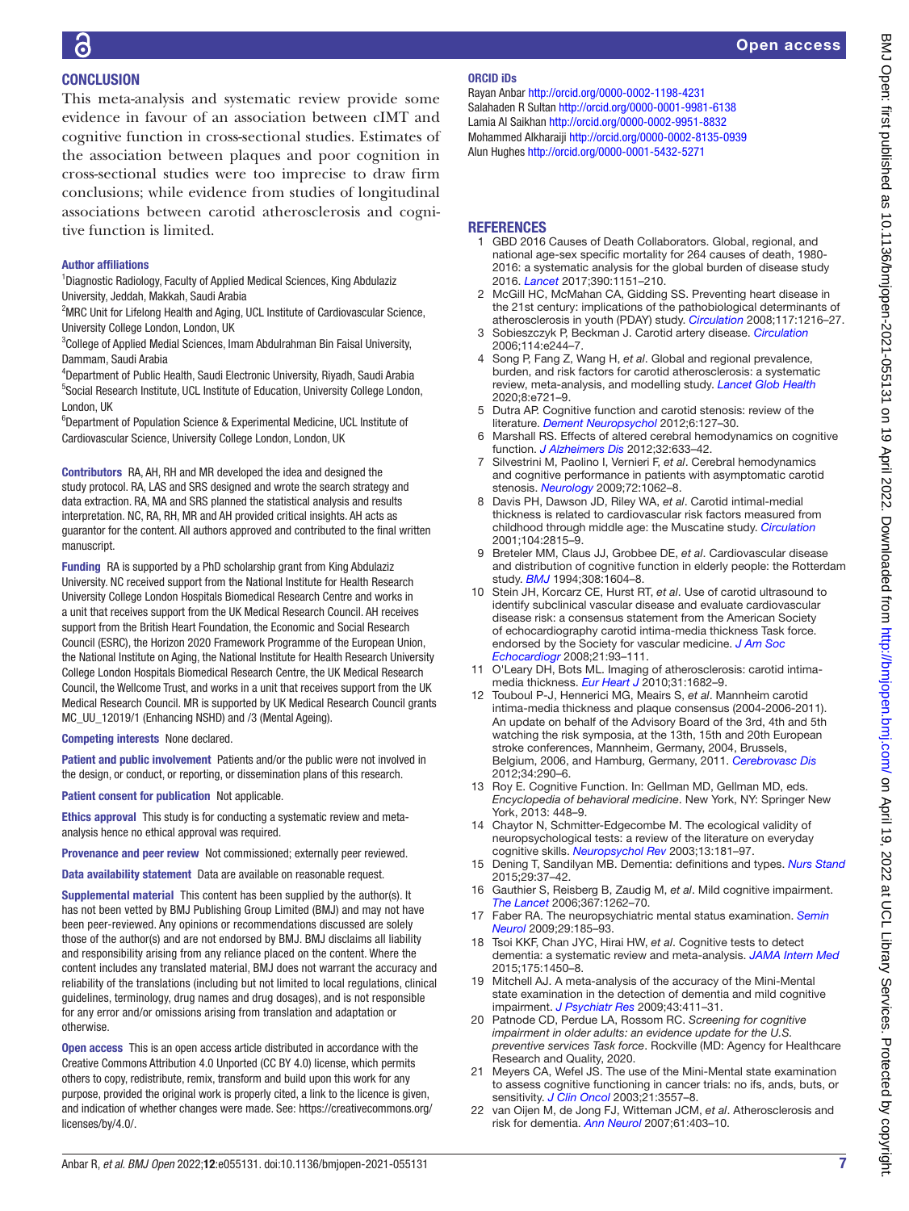## CONCLUSION

This meta-analysis and systematic review provide some evidence in favour of an association between cIMT and cognitive function in cross-sectional studies. Estimates of the association between plaques and poor cognition in cross-sectional studies were too imprecise to draw firm conclusions; while evidence from studies of longitudinal associations between carotid atherosclerosis and cognitive function is limited.

#### Author affiliations

[1]Diagnostic Radiology, Faculty of Applied Medical Sciences, King Abdulaziz University, Jeddah, Makkah, Saudi Arabia
[2]MRC Unit for Lifelong Health and Aging, UCL Institute of Cardiovascular Science, University College London, London, UK
[3]College of Applied Medial Sciences, Imam Abdulrahman Bin Faisal University, Dammam, Saudi Arabia
[4]Department of Public Health, Saudi Electronic University, Riyadh, Saudi Arabia
[5]Social Research Institute, UCL Institute of Education, University College London, London, UK
[6]Department of Population Science & Experimental Medicine, UCL Institute of Cardiovascular Science, University College London, London, UK

**Contributors** RA, AH, RH and MR developed the idea and designed the study protocol. RA, LAS and SRS designed and wrote the search strategy and data extraction. RA, MA and SRS planned the statistical analysis and results interpretation. NC, RA, RH, MR and AH provided critical insights. AH acts as guarantor for the content. All authors approved and contributed to the final written manuscript.

**Funding** RA is supported by a PhD scholarship grant from King Abdulaziz University. NC received support from the National Institute for Health Research University College London Hospitals Biomedical Research Centre and works in a unit that receives support from the UK Medical Research Council. AH receives support from the British Heart Foundation, the Economic and Social Research Council (ESRC), the Horizon 2020 Framework Programme of the European Union, the National Institute on Aging, the National Institute for Health Research University College London Hospitals Biomedical Research Centre, the UK Medical Research Council, the Wellcome Trust, and works in a unit that receives support from the UK Medical Research Council. MR is supported by UK Medical Research Council grants MC_UU_12019/1 (Enhancing NSHD) and /3 (Mental Ageing).

**Competing interests** None declared.

**Patient and public involvement** Patients and/or the public were not involved in the design, or conduct, or reporting, or dissemination plans of this research.

**Patient consent for publication** Not applicable.

**Ethics approval** This study is for conducting a systematic review and meta-analysis hence no ethical approval was required.

**Provenance and peer review** Not commissioned; externally peer reviewed.

**Data availability statement** Data are available on reasonable request.

**Supplemental material** This content has been supplied by the author(s). It has not been vetted by BMJ Publishing Group Limited (BMJ) and may not have been peer-reviewed. Any opinions or recommendations discussed are solely those of the author(s) and are not endorsed by BMJ. BMJ disclaims all liability and responsibility arising from any reliance placed on the content. Where the content includes any translated material, BMJ does not warrant the accuracy and reliability of the translations (including but not limited to local regulations, clinical guidelines, terminology, drug names and drug dosages), and is not responsible for any error and/or omissions arising from translation and adaptation or otherwise.

**Open access** This is an open access article distributed in accordance with the Creative Commons Attribution 4.0 Unported (CC BY 4.0) license, which permits others to copy, redistribute, remix, transform and build upon this work for any purpose, provided the original work is properly cited, a link to the licence is given, and indication of whether changes were made. See: https://creativecommons.org/licenses/by/4.0/.

#### ORCID iDs

Rayan Anbar http://orcid.org/0000-0002-1198-4231
Salahaden R Sultan http://orcid.org/0000-0001-9981-6138
Lamia Al Saikhan http://orcid.org/0000-0002-9951-8832
Mohammed Alkharaiji http://orcid.org/0000-0002-8135-0939
Alun Hughes http://orcid.org/0000-0001-5432-5271

## REFERENCES

1. GBD 2016 Causes of Death Collaborators. Global, regional, and national age-sex specific mortality for 264 causes of death, 1980-2016: a systematic analysis for the global burden of disease study 2016. *Lancet* 2017;390:1151–210.
2. McGill HC, McMahan CA, Gidding SS. Preventing heart disease in the 21st century: implications of the pathobiological determinants of atherosclerosis in youth (PDAY) study. *Circulation* 2008;117:1216–27.
3. Sobieszczyk P, Beckman J. Carotid artery disease. *Circulation* 2006;114:e244–7.
4. Song P, Fang Z, Wang H, *et al*. Global and regional prevalence, burden, and risk factors for carotid atherosclerosis: a systematic review, meta-analysis, and modelling study. *Lancet Glob Health* 2020;8:e721–9.
5. Dutra AP. Cognitive function and carotid stenosis: review of the literature. *Dement Neuropsychol* 2012;6:127–30.
6. Marshall RS. Effects of altered cerebral hemodynamics on cognitive function. *J Alzheimers Dis* 2012;32:633–42.
7. Silvestrini M, Paolino I, Vernieri F, *et al*. Cerebral hemodynamics and cognitive performance in patients with asymptomatic carotid stenosis. *Neurology* 2009;72:1062–8.
8. Davis PH, Dawson JD, Riley WA, *et al*. Carotid intimal-medial thickness is related to cardiovascular risk factors measured from childhood through middle age: the Muscatine study. *Circulation* 2001;104:2815–9.
9. Breteler MM, Claus JJ, Grobbee DE, *et al*. Cardiovascular disease and distribution of cognitive function in elderly people: the Rotterdam study. *BMJ* 1994;308:1604–8.
10. Stein JH, Korcarz CE, Hurst RT, *et al*. Use of carotid ultrasound to identify subclinical vascular disease and evaluate cardiovascular disease risk: a consensus statement from the American Society of echocardiography carotid intima-media thickness Task force. endorsed by the Society for vascular medicine. *J Am Soc Echocardiogr* 2008;21:93–111.
11. O'Leary DH, Bots ML. Imaging of atherosclerosis: carotid intima-media thickness. *Eur Heart J* 2010;31:1682–9.
12. Touboul P-J, Hennerici MG, Meairs S, *et al*. Mannheim carotid intima-media thickness and plaque consensus (2004-2006-2011). An update on behalf of the Advisory Board of the 3rd, 4th and 5th watching the risk symposia, at the 13th, 15th and 20th European stroke conferences, Mannheim, Germany, 2004, Brussels, Belgium, 2006, and Hamburg, Germany, 2011. *Cerebrovasc Dis* 2012;34:290–6.
13. Roy E. Cognitive Function. In: Gellman MD, Gellman MD, eds. *Encyclopedia of behavioral medicine*. New York, NY: Springer New York, 2013: 448–9.
14. Chaytor N, Schmitter-Edgecombe M. The ecological validity of neuropsychological tests: a review of the literature on everyday cognitive skills. *Neuropsychol Rev* 2003;13:181–97.
15. Dening T, Sandilyan MB. Dementia: definitions and types. *Nurs Stand* 2015;29:37–42.
16. Gauthier S, Reisberg B, Zaudig M, *et al*. Mild cognitive impairment. *The Lancet* 2006;367:1262–70.
17. Faber RA. The neuropsychiatric mental status examination. *Semin Neurol* 2009;29:185–93.
18. Tsoi KKF, Chan JYC, Hirai HW, *et al*. Cognitive tests to detect dementia: a systematic review and meta-analysis. *JAMA Intern Med* 2015;175:1450–8.
19. Mitchell AJ. A meta-analysis of the accuracy of the Mini-Mental state examination in the detection of dementia and mild cognitive impairment. *J Psychiatr Res* 2009;43:411–31.
20. Patnode CD, Perdue LA, Rossom RC. *Screening for cognitive impairment in older adults: an evidence update for the U.S. preventive services Task force*. Rockville (MD: Agency for Healthcare Research and Quality, 2020.
21. Meyers CA, Wefel JS. The use of the Mini-Mental state examination to assess cognitive functioning in cancer trials: no ifs, ands, buts, or sensitivity. *J Clin Oncol* 2003;21:3557–8.
22. van Oijen M, de Jong FJ, Witteman JCM, *et al*. Atherosclerosis and risk for dementia. *Ann Neurol* 2007;61:403–10.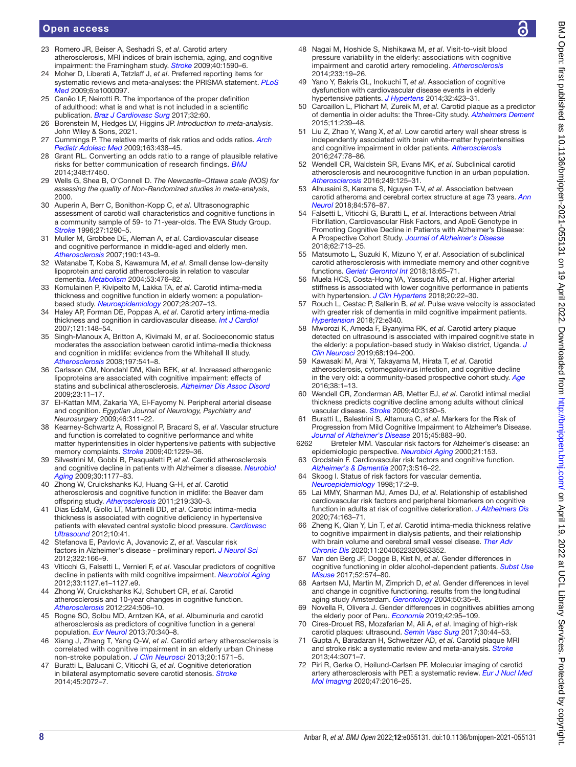23 Romero JR, Beiser A, Seshadri S, *et al*. Carotid artery atherosclerosis, MRI indices of brain ischemia, aging, and cognitive impairment: the Framingham study. *Stroke* 2009;40:1590–6.
24 Moher D, Liberati A, Tetzlaff J, *et al*. Preferred reporting items for systematic reviews and meta-analyses: the PRISMA statement. *PLoS Med* 2009;6:e1000097.
25 Canêo LF, Neirotti R. The importance of the proper definition of adulthood: what is and what is not included in a scientific publication. *Braz J Cardiovasc Surg* 2017;32:60.
26 Borenstein M, Hedges LV, Higgins JP. *Introduction to meta-analysis*. John Wiley & Sons, 2021.
27 Cummings P. The relative merits of risk ratios and odds ratios. *Arch Pediatr Adolesc Med* 2009;163:438–45.
28 Grant RL. Converting an odds ratio to a range of plausible relative risks for better communication of research findings. *BMJ* 2014;348:f7450.
29 Wells G, Shea B, O'Connell D. *The Newcastle–Ottawa scale (NOS) for assessing the quality of Non-Randomized studies in meta-analysis*, 2000.
30 Auperin A, Berr C, Bonithon-Kopp C, *et al*. Ultrasonographic assessment of carotid wall characteristics and cognitive functions in a community sample of 59- to 71-year-olds. The EVA Study Group. *Stroke* 1996;27:1290–5.
31 Muller M, Grobbee DE, Aleman A, *et al*. Cardiovascular disease and cognitive performance in middle-aged and elderly men. *Atherosclerosis* 2007;190:143–9.
32 Watanabe T, Koba S, Kawamura M, *et al*. Small dense low-density lipoprotein and carotid atherosclerosis in relation to vascular dementia. *Metabolism* 2004;53:476–82.
33 Komulainen P, Kivipelto M, Lakka TA, *et al*. Carotid intima-media thickness and cognitive function in elderly women: a population-based study. *Neuroepidemiology* 2007;28:207–13.
34 Haley AP, Forman DE, Poppas A, *et al*. Carotid artery intima-media thickness and cognition in cardiovascular disease. *Int J Cardiol* 2007;121:148–54.
35 Singh-Manoux A, Britton A, Kivimaki M, *et al*. Socioeconomic status moderates the association between carotid intima-media thickness and cognition in midlife: evidence from the Whitehall II study. *Atherosclerosis* 2008;197:541–8.
36 Carlsson CM, Nondahl DM, Klein BEK, *et al*. Increased atherogenic lipoproteins are associated with cognitive impairment: effects of statins and subclinical atherosclerosis. *Alzheimer Dis Assoc Disord* 2009;23:11–17.
37 El-Kattan MM, Zakaria YA, El-Fayomy N. Peripheral arterial disease and cognition. *Egyptian Journal of Neurology, Psychiatry and Neurosurgery* 2009;46:311–22.
38 Kearney-Schwartz A, Rossignol P, Bracard S, *et al*. Vascular structure and function is correlated to cognitive performance and white matter hyperintensities in older hypertensive patients with subjective memory complaints. *Stroke* 2009;40:1229–36.
39 Silvestrini M, Gobbi B, Pasqualetti P, *et al*. Carotid atherosclerosis and cognitive decline in patients with Alzheimer's disease. *Neurobiol Aging* 2009;30:1177–83.
40 Zhong W, Cruickshanks KJ, Huang G-H, *et al*. Carotid atherosclerosis and cognitive function in midlife: the Beaver dam offspring study. *Atherosclerosis* 2011;219:330–3.
41 Dias EdaM, Giollo LT, Martinelli DD, *et al*. Carotid intima-media thickness is associated with cognitive deficiency in hypertensive patients with elevated central systolic blood pressure. *Cardiovasc Ultrasound* 2012;10:41.
42 Stefanova E, Pavlovic A, Jovanovic Z, *et al*. Vascular risk factors in Alzheimer's disease - preliminary report. *J Neurol Sci* 2012;322:166–9.
43 Viticchi G, Falsetti L, Vernieri F, *et al*. Vascular predictors of cognitive decline in patients with mild cognitive impairment. *Neurobiol Aging* 2012;33:1127.e1–1127.e9.
44 Zhong W, Cruickshanks KJ, Schubert CR, *et al*. Carotid atherosclerosis and 10-year changes in cognitive function. *Atherosclerosis* 2012;224:506–10.
45 Rogne SO, Solbu MD, Arntzen KA, *et al*. Albuminuria and carotid atherosclerosis as predictors of cognitive function in a general population. *Eur Neurol* 2013;70:340–8.
46 Xiang J, Zhang T, Yang Q-W, *et al*. Carotid artery atherosclerosis is correlated with cognitive impairment in an elderly urban Chinese non-stroke population. *J Clin Neurosci* 2013;20:1571–5.
47 Buratti L, Balucani C, Viticchi G, *et al*. Cognitive deterioration in bilateral asymptomatic severe carotid stenosis. *Stroke* 2014;45:2072–7.
48 Nagai M, Hoshide S, Nishikawa M, *et al*. Visit-to-visit blood pressure variability in the elderly: associations with cognitive impairment and carotid artery remodeling. *Atherosclerosis* 2014;233:19–26.
49 Yano Y, Bakris GL, Inokuchi T, *et al*. Association of cognitive dysfunction with cardiovascular disease events in elderly hypertensive patients. *J Hypertens* 2014;32:423–31.
50 Carcaillon L, Plichart M, Zureik M, *et al*. Carotid plaque as a predictor of dementia in older adults: the Three-City study. *Alzheimers Dement* 2015;11:239–48.
51 Liu Z, Zhao Y, Wang X, *et al*. Low carotid artery wall shear stress is independently associated with brain white-matter hyperintensities and cognitive impairment in older patients. *Atherosclerosis* 2016;247:78–86.
52 Wendell CR, Waldstein SR, Evans MK, *et al*. Subclinical carotid atherosclerosis and neurocognitive function in an urban population. *Atherosclerosis* 2016;249:125–31.
53 Alhusaini S, Karama S, Nguyen T-V, *et al*. Association between carotid atheroma and cerebral cortex structure at age 73 years. *Ann Neurol* 2018;84:576–87.
54 Falsetti L, Viticchi G, Buratti L, *et al*. Interactions between Atrial Fibrillation, Cardiovascular Risk Factors, and ApoE Genotype in Promoting Cognitive Decline in Patients with Alzheimer's Disease: A Prospective Cohort Study. *Journal of Alzheimer's Disease* 2018;62:713–25.
55 Matsumoto L, Suzuki K, Mizuno Y, *et al*. Association of subclinical carotid atherosclerosis with immediate memory and other cognitive functions. *Geriatr Gerontol Int* 2018;18:65–71.
56 Muela HCS, Costa-Hong VA, Yassuda MS, *et al*. Higher arterial stiffness is associated with lower cognitive performance in patients with hypertension. *J Clin Hypertens* 2018;20:22–30.
57 Rouch L, Cestac P, Sallerin B, *et al*. Pulse wave velocity is associated with greater risk of dementia in mild cognitive impairment patients. *Hypertension* 2018;72:e340.
58 Mworozi K, Ameda F, Byanyima RK, *et al*. Carotid artery plaque detected on ultrasound is associated with impaired cognitive state in the elderly: a population-based study in Wakiso district, Uganda. *J Clin Neurosci* 2019;68:194–200.
59 Kawasaki M, Arai Y, Takayama M, Hirata T, *et al*. Carotid atherosclerosis, cytomegalovirus infection, and cognitive decline in the very old: a community-based prospective cohort study. *Age* 2016;38:1–13.
60 Wendell CR, Zonderman AB, Metter EJ, *et al*. Carotid intimal medial thickness predicts cognitive decline among adults without clinical vascular disease. *Stroke* 2009;40:3180–5.
61 Buratti L, Balestrini S, Altamura C, *et al*. Markers for the Risk of Progression from Mild Cognitive Impairment to Alzheimer's Disease. *Journal of Alzheimer's Disease* 2015;45:883–90.
6262 Breteler MM. Vascular risk factors for Alzheimer's disease: an epidemiologic perspective. *Neurobiol Aging* 2000;21:153.
63 Grodstein F. Cardiovascular risk factors and cognitive function. *Alzheimer's & Dementia* 2007;3:S16–22.
64 Skoog I. Status of risk factors for vascular dementia. *Neuroepidemiology* 1998;17:2–9.
65 Lai MMY, Sharman MJ, Ames DJ, *et al*. Relationship of established cardiovascular risk factors and peripheral biomarkers on cognitive function in adults at risk of cognitive deterioration. *J Alzheimers Dis* 2020;74:163–71.
66 Zheng K, Qian Y, Lin T, *et al*. Carotid intima-media thickness relative to cognitive impairment in dialysis patients, and their relationship with brain volume and cerebral small vessel disease. *Ther Adv Chronic Dis* 2020;11:2040622320953352.
67 Van den Berg JF, Dogge B, Kist N, *et al*. Gender differences in cognitive functioning in older alcohol-dependent patients. *Subst Use Misuse* 2017;52:574–80.
68 Aartsen MJ, Martin M, Zimprich D, *et al*. Gender differences in level and change in cognitive functioning. results from the longitudinal aging study Amsterdam. *Gerontology* 2004;50:35–8.
69 Novella R, Olivera J. Gender differences in cognitives abilities among the elderly poor of Peru. *Economía* 2019;42:95–109.
70 Cires-Drouet RS, Mozafarian M, Ali A, *et al*. Imaging of high-risk carotid plaques: ultrasound. *Semin Vasc Surg* 2017;30:44–53.
71 Gupta A, Baradaran H, Schweitzer AD, *et al*. Carotid plaque MRI and stroke risk: a systematic review and meta-analysis. *Stroke* 2013;44:3071–7.
72 Piri R, Gerke O, Høilund-Carlsen PF. Molecular imaging of carotid artery atherosclerosis with PET: a systematic review. *Eur J Nucl Med Mol Imaging* 2020;47:2016–25.